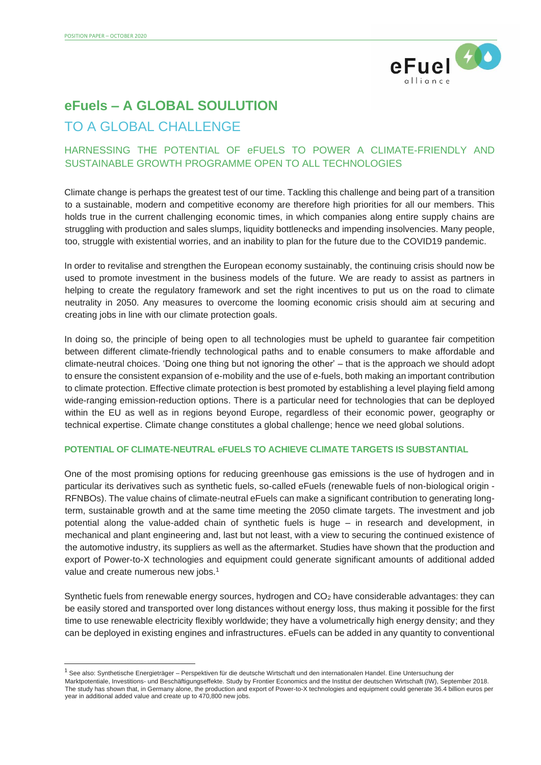# eFuels – A GLOBAL SOULUTION

## TO A GLOBAL CHALLENGE

### HARNESSING THE POTENTIAL OF eFUELS TO POWER A CLIMATE-FRIENDLY AND SUSTAINABLE GROWTH PROGRAMME OPEN TO ALL TECHNOLOGIES

Climate change is perhaps the greatest test of our time. Tackling this challenge and being part of a transition to a sustainable, modern and competitive economy are therefore high priorities for all our members. This holds true in the current challenging economic times, in which companies along entire supply chains are struggling with production and sales slumps, liquidity bottlenecks and impending insolvencies. Many people, too, struggle with existential worries, and an inability to plan for the future due to the COVID19 pandemic.

In order to revitalise and strengthen the European economy sustainably, the continuing crisis should now be used to promote investment in the business models of the future. We are ready to assist as partners in helping to create the regulatory framework and set the right incentives to put us on the road to climate neutrality in 2050. Any measures to overcome the looming economic crisis should aim at securing and creating jobs in line with our climate protection goals.

In doing so, the principle of being open to all technologies must be upheld to guarantee fair competition between different climate-friendly technological paths and to enable consumers to make affordable and climate-neutral choices. 'Doing one thing but not ignoring the other' – that is the approach we should adopt to ensure the consistent expansion of e-mobility and the use of e-fuels, both making an important contribution to climate protection. Effective climate protection is best promoted by establishing a level playing field among wide-ranging emission-reduction options. There is a particular need for technologies that can be deployed within the EU as well as in regions beyond Europe, regardless of their economic power, geography or technical expertise. Climate change constitutes a global challenge; hence we need global solutions.

#### POTENTIAL OF CLIMATE-NEUTRAL eFUELS TO ACHIEVE CLIMATE TARGETS IS SUBSTANTIAL

One of the most promising options for reducing greenhouse gas emissions is the use of hydrogen and in particular its derivatives such as synthetic fuels, so-called eFuels (renewable fuels of non-biological origin - RFNBOs). The value chains of climate-neutral eFuels can make a significant contribution to generating long-term, sustainable growth and at the same time meeting the 2050 climate targets. The investment and job potential along the value-added chain of synthetic fuels is huge – in research and development, in mechanical and plant engineering and, last but not least, with a view to securing the continued existence of the automotive industry, its suppliers as well as the aftermarket. Studies have shown that the production and export of Power-to-X technologies and equipment could generate significant amounts of additional added value and create numerous new jobs.[1]

Synthetic fuels from renewable energy sources, hydrogen and $CO_2$ have considerable advantages: they can be easily stored and transported over long distances without energy loss, thus making it possible for the first time to use renewable electricity flexibly worldwide; they have a volumetrically high energy density; and they can be deployed in existing engines and infrastructures. eFuels can be added in any quantity to conventional

---

[1] See also: Synthetische Energieträger – Perspektiven für die deutsche Wirtschaft und den internationalen Handel. Eine Untersuchung der Marktpotentiale, Investitions- und Beschäftigungseffekte. Study by Frontier Economics and the Institut der deutschen Wirtschaft (IW), September 2018. The study has shown that, in Germany alone, the production and export of Power-to-X technologies and equipment could generate 36.4 billion euros per year in additional added value and create up to 470,800 new jobs.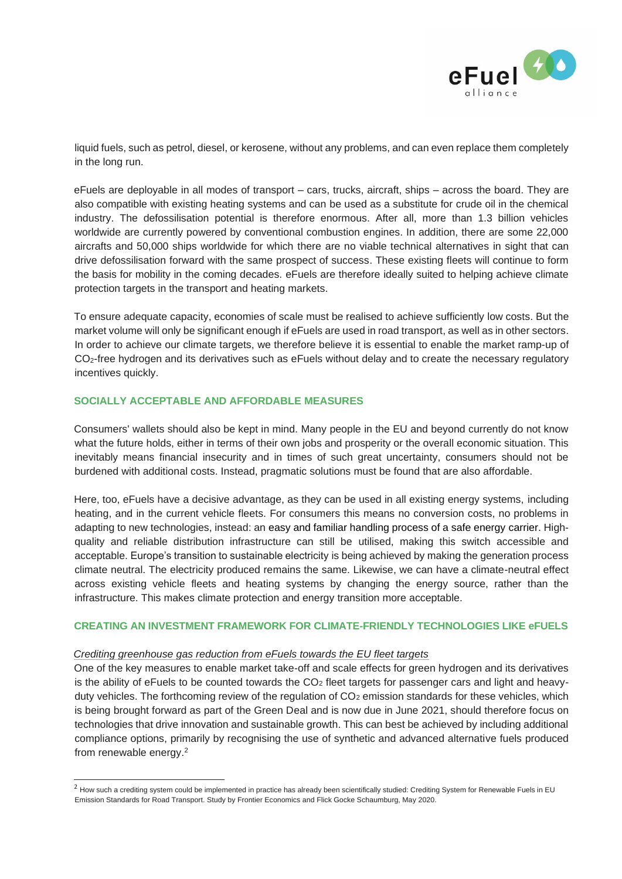liquid fuels, such as petrol, diesel, or kerosene, without any problems, and can even replace them completely in the long run.

eFuels are deployable in all modes of transport – cars, trucks, aircraft, ships – across the board. They are also compatible with existing heating systems and can be used as a substitute for crude oil in the chemical industry. The defossilisation potential is therefore enormous. After all, more than 1.3 billion vehicles worldwide are currently powered by conventional combustion engines. In addition, there are some 22,000 aircrafts and 50,000 ships worldwide for which there are no viable technical alternatives in sight that can drive defossilisation forward with the same prospect of success. These existing fleets will continue to form the basis for mobility in the coming decades. eFuels are therefore ideally suited to helping achieve climate protection targets in the transport and heating markets.

To ensure adequate capacity, economies of scale must be realised to achieve sufficiently low costs. But the market volume will only be significant enough if eFuels are used in road transport, as well as in other sectors. In order to achieve our climate targets, we therefore believe it is essential to enable the market ramp-up of $CO_2$-free hydrogen and its derivatives such as eFuels without delay and to create the necessary regulatory incentives quickly.

## SOCIALLY ACCEPTABLE AND AFFORDABLE MEASURES

Consumers' wallets should also be kept in mind. Many people in the EU and beyond currently do not know what the future holds, either in terms of their own jobs and prosperity or the overall economic situation. This inevitably means financial insecurity and in times of such great uncertainty, consumers should not be burdened with additional costs. Instead, pragmatic solutions must be found that are also affordable.

Here, too, eFuels have a decisive advantage, as they can be used in all existing energy systems, including heating, and in the current vehicle fleets. For consumers this means no conversion costs, no problems in adapting to new technologies, instead: an easy and familiar handling process of a safe energy carrier. High-quality and reliable distribution infrastructure can still be utilised, making this switch accessible and acceptable. Europe's transition to sustainable electricity is being achieved by making the generation process climate neutral. The electricity produced remains the same. Likewise, we can have a climate-neutral effect across existing vehicle fleets and heating systems by changing the energy source, rather than the infrastructure. This makes climate protection and energy transition more acceptable.

## CREATING AN INVESTMENT FRAMEWORK FOR CLIMATE-FRIENDLY TECHNOLOGIES LIKE eFUELS

*Crediting greenhouse gas reduction from eFuels towards the EU fleet targets*

One of the key measures to enable market take-off and scale effects for green hydrogen and its derivatives is the ability of eFuels to be counted towards the $CO_2$ fleet targets for passenger cars and light and heavy-duty vehicles. The forthcoming review of the regulation of $CO_2$ emission standards for these vehicles, which is being brought forward as part of the Green Deal and is now due in June 2021, should therefore focus on technologies that drive innovation and sustainable growth. This can best be achieved by including additional compliance options, primarily by recognising the use of synthetic and advanced alternative fuels produced from renewable energy.[2]

[2] How such a crediting system could be implemented in practice has already been scientifically studied: Crediting System for Renewable Fuels in EU Emission Standards for Road Transport. Study by Frontier Economics and Flick Gocke Schaumburg, May 2020.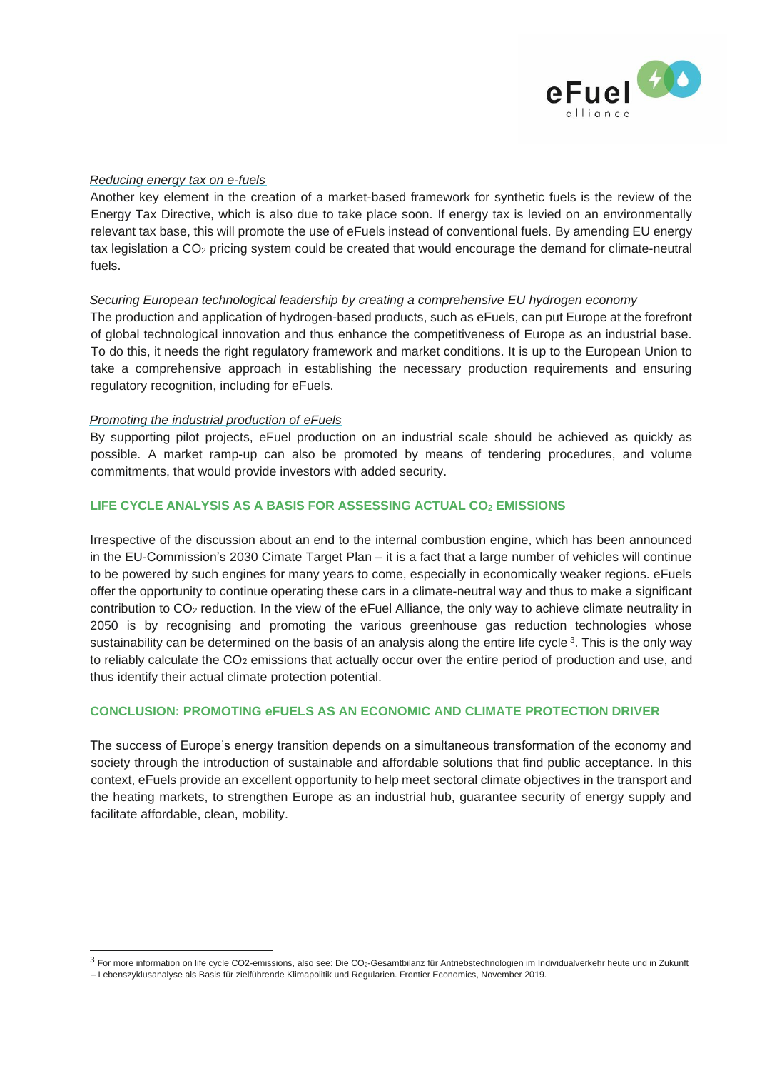*Reducing energy tax on e-fuels*

Another key element in the creation of a market-based framework for synthetic fuels is the review of the Energy Tax Directive, which is also due to take place soon. If energy tax is levied on an environmentally relevant tax base, this will promote the use of eFuels instead of conventional fuels. By amending EU energy tax legislation a $CO_2$ pricing system could be created that would encourage the demand for climate-neutral fuels.

*Securing European technological leadership by creating a comprehensive EU hydrogen economy*

The production and application of hydrogen-based products, such as eFuels, can put Europe at the forefront of global technological innovation and thus enhance the competitiveness of Europe as an industrial base. To do this, it needs the right regulatory framework and market conditions. It is up to the European Union to take a comprehensive approach in establishing the necessary production requirements and ensuring regulatory recognition, including for eFuels.

*Promoting the industrial production of eFuels*

By supporting pilot projects, eFuel production on an industrial scale should be achieved as quickly as possible. A market ramp-up can also be promoted by means of tendering procedures, and volume commitments, that would provide investors with added security.

## LIFE CYCLE ANALYSIS AS A BASIS FOR ASSESSING ACTUAL $CO_2$ EMISSIONS

Irrespective of the discussion about an end to the internal combustion engine, which has been announced in the EU-Commission's 2030 Cimate Target Plan – it is a fact that a large number of vehicles will continue to be powered by such engines for many years to come, especially in economically weaker regions. eFuels offer the opportunity to continue operating these cars in a climate-neutral way and thus to make a significant contribution to $CO_2$ reduction. In the view of the eFuel Alliance, the only way to achieve climate neutrality in 2050 is by recognising and promoting the various greenhouse gas reduction technologies whose sustainability can be determined on the basis of an analysis along the entire life cycle [3]. This is the only way to reliably calculate the $CO_2$ emissions that actually occur over the entire period of production and use, and thus identify their actual climate protection potential.

## CONCLUSION: PROMOTING eFUELS AS AN ECONOMIC AND CLIMATE PROTECTION DRIVER

The success of Europe's energy transition depends on a simultaneous transformation of the economy and society through the introduction of sustainable and affordable solutions that find public acceptance. In this context, eFuels provide an excellent opportunity to help meet sectoral climate objectives in the transport and the heating markets, to strengthen Europe as an industrial hub, guarantee security of energy supply and facilitate affordable, clean, mobility.

---

[3] For more information on life cycle CO2-emissions, also see: Die $CO_2$-Gesamtbilanz für Antriebstechnologien im Individualverkehr heute und in Zukunft – Lebenszyklusanalyse als Basis für zielführende Klimapolitik und Regularien. Frontier Economics, November 2019.